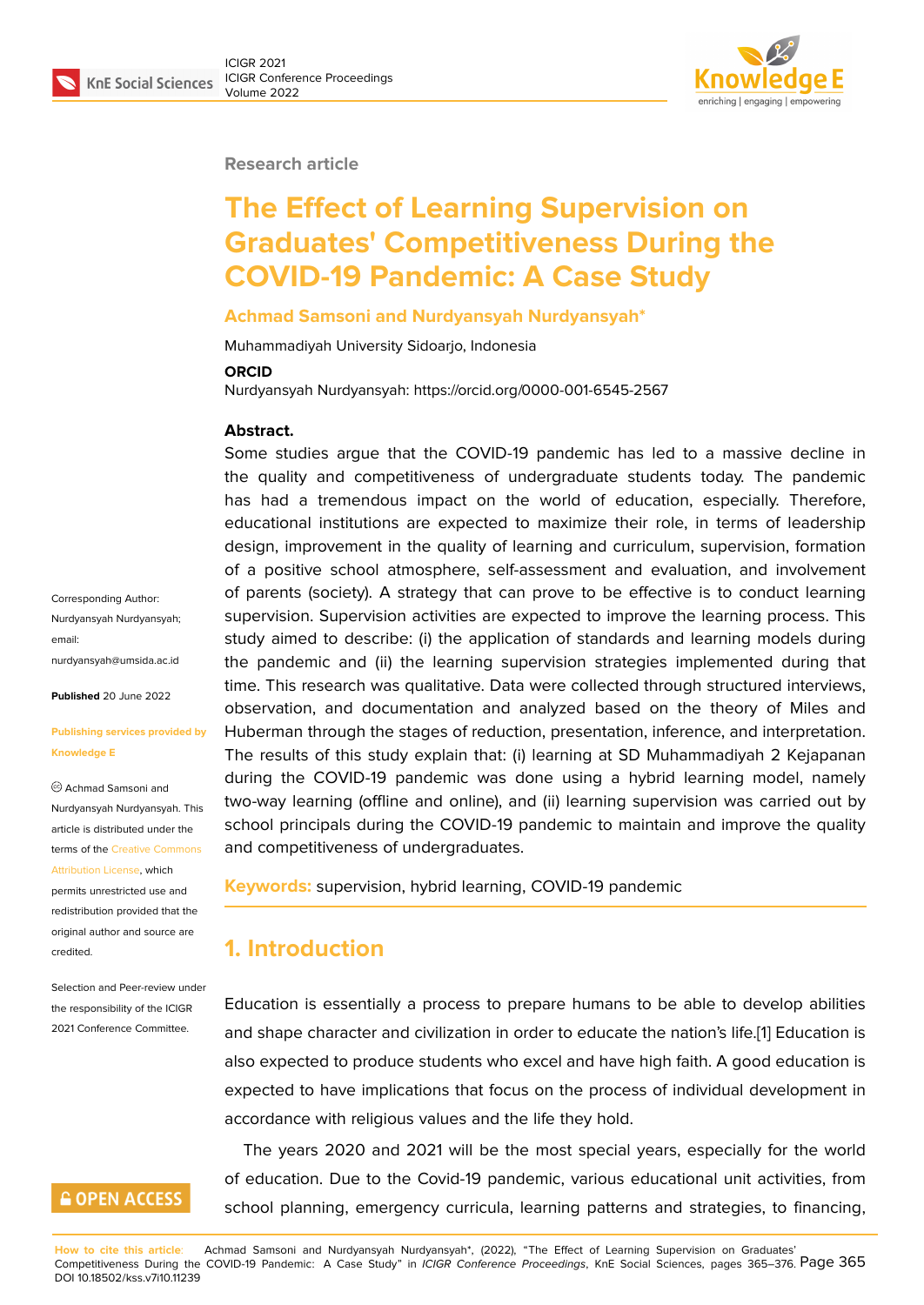Research article

# The Effect of Learning Supervision on Graduates' Competitiveness During the COVID-19 Pandemic: A Case Study

**Achmad Samsoni and Nurdyansyah Nurdyansyah***

Muhammadiyah University Sidoarjo, Indonesia

**ORCID**

Nurdyansyah Nurdyansyah: https://orcid.org/0000-001-6545-2567

**Abstract.**

Some studies argue that the COVID-19 pandemic has led to a massive decline in the quality and competitiveness of undergraduate students today. The pandemic has had a tremendous impact on the world of education, especially. Therefore, educational institutions are expected to maximize their role, in terms of leadership design, improvement in the quality of learning and curriculum, supervision, formation of a positive school atmosphere, self-assessment and evaluation, and involvement of parents (society). A strategy that can prove to be effective is to conduct learning supervision. Supervision activities are expected to improve the learning process. This study aimed to describe: (i) the application of standards and learning models during the pandemic and (ii) the learning supervision strategies implemented during that time. This research was qualitative. Data were collected through structured interviews, observation, and documentation and analyzed based on the theory of Miles and Huberman through the stages of reduction, presentation, inference, and interpretation. The results of this study explain that: (i) learning at SD Muhammadiyah 2 Kejapanan during the COVID-19 pandemic was done using a hybrid learning model, namely two-way learning (offline and online), and (ii) learning supervision was carried out by school principals during the COVID-19 pandemic to maintain and improve the quality and competitiveness of undergraduates.

**Keywords:** supervision, hybrid learning, COVID-19 pandemic

Corresponding Author: Nurdyansyah Nurdyansyah; email: nurdyansyah@umsida.ac.id

**Published** 20 June 2022

**Publishing services provided by Knowledge E**

© Achmad Samsoni and Nurdyansyah Nurdyansyah. This article is distributed under the terms of the Creative Commons Attribution License, which permits unrestricted use and redistribution provided that the original author and source are credited.

Selection and Peer-review under the responsibility of the ICIGR 2021 Conference Committee.

## 1. Introduction

Education is essentially a process to prepare humans to be able to develop abilities and shape character and civilization in order to educate the nation's life.[1] Education is also expected to produce students who excel and have high faith. A good education is expected to have implications that focus on the process of individual development in accordance with religious values and the life they hold.

The years 2020 and 2021 will be the most special years, especially for the world of education. Due to the Covid-19 pandemic, various educational unit activities, from school planning, emergency curricula, learning patterns and strategies, to financing,

**How to cite this article**: Achmad Samsoni and Nurdyansyah Nurdyansyah*, (2022), "The Effect of Learning Supervision on Graduates' Competitiveness During the COVID-19 Pandemic: A Case Study" in *ICIGR Conference Proceedings*, KnE Social Sciences, pages 365–376. DOI 10.18502/kss.v7i10.11239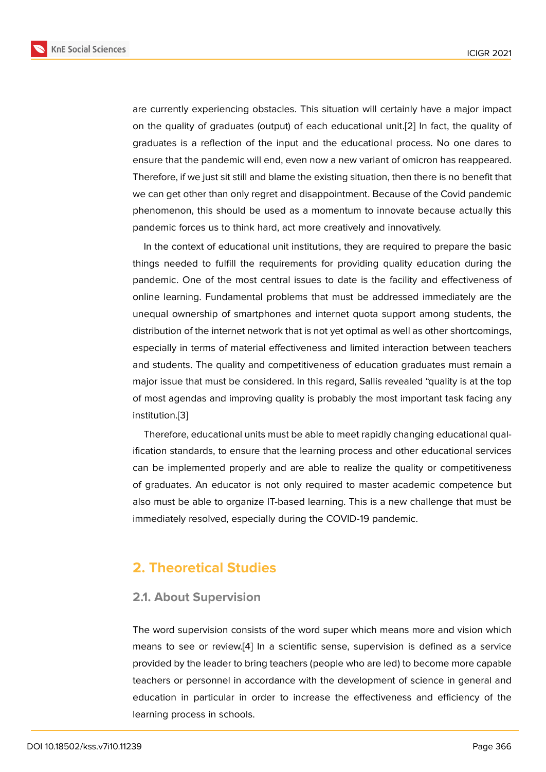are currently experiencing obstacles. This situation will certainly have a major impact on the quality of graduates (output) of each educational unit.[2] In fact, the quality of graduates is a reflection of the input and the educational process. No one dares to ensure that the pandemic will end, even now a new variant of omicron has reappeared. Therefore, if we just sit still and blame the existing situation, then there is no benefit that we can get other than only regret and disappointment. Because of the Covid pandemic phenomenon, this should be used as a momentum to innovate because actually this pandemic forces us to think hard, act more creatively and innovatively.

In the context of educational unit institutions, they are required to prepare the basic things needed to fulfill the requirements for providing quality education during the pandemic. One of the most central issues to date is the facility and effectiveness of online learning. Fundamental problems that must be addressed immediately are the unequal ownership of smartphones and internet quota support among students, the distribution of the internet network that is not yet optimal as well as other shortcomings, especially in terms of material effectiveness and limited interaction between teachers and students. The quality and competitiveness of education graduates must remain a major issue that must be considered. In this regard, Sallis revealed "quality is at the top of most agendas and improving quality is probably the most important task facing any institution.[3]

Therefore, educational units must be able to meet rapidly changing educational qualification standards, to ensure that the learning process and other educational services can be implemented properly and are able to realize the quality or competitiveness of graduates. An educator is not only required to master academic competence but also must be able to organize IT-based learning. This is a new challenge that must be immediately resolved, especially during the COVID-19 pandemic.

## 2. Theoretical Studies

### 2.1. About Supervision

The word supervision consists of the word super which means more and vision which means to see or review.[4] In a scientific sense, supervision is defined as a service provided by the leader to bring teachers (people who are led) to become more capable teachers or personnel in accordance with the development of science in general and education in particular in order to increase the effectiveness and efficiency of the learning process in schools.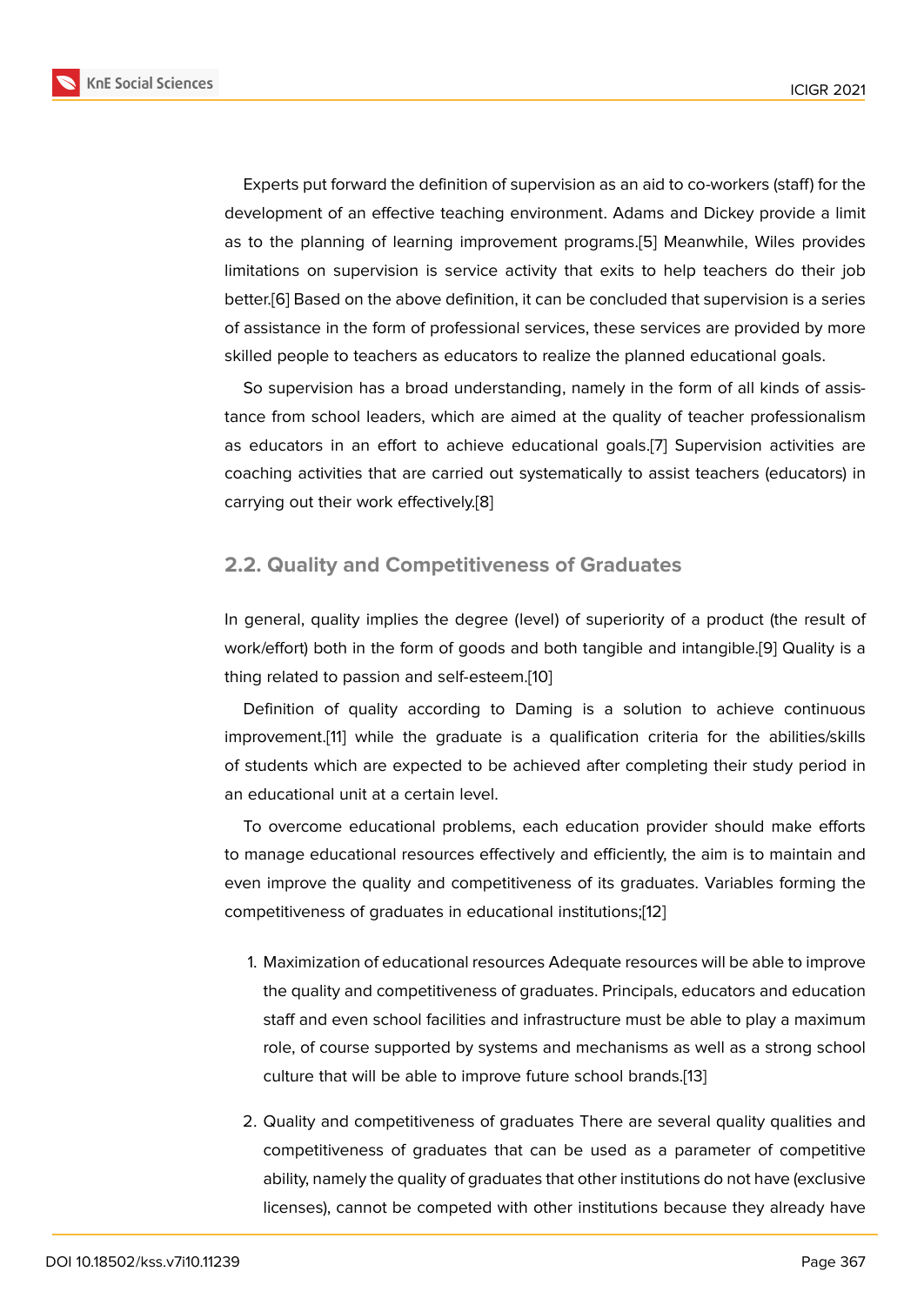Experts put forward the definition of supervision as an aid to co-workers (staff) for the development of an effective teaching environment. Adams and Dickey provide a limit as to the planning of learning improvement programs.[5] Meanwhile, Wiles provides limitations on supervision is service activity that exits to help teachers do their job better.[6] Based on the above definition, it can be concluded that supervision is a series of assistance in the form of professional services, these services are provided by more skilled people to teachers as educators to realize the planned educational goals.

So supervision has a broad understanding, namely in the form of all kinds of assistance from school leaders, which are aimed at the quality of teacher professionalism as educators in an effort to achieve educational goals.[7] Supervision activities are coaching activities that are carried out systematically to assist teachers (educators) in carrying out their work effectively.[8]

## 2.2. Quality and Competitiveness of Graduates

In general, quality implies the degree (level) of superiority of a product (the result of work/effort) both in the form of goods and both tangible and intangible.[9] Quality is a thing related to passion and self-esteem.[10]

Definition of quality according to Daming is a solution to achieve continuous improvement.[11] while the graduate is a qualification criteria for the abilities/skills of students which are expected to be achieved after completing their study period in an educational unit at a certain level.

To overcome educational problems, each education provider should make efforts to manage educational resources effectively and efficiently, the aim is to maintain and even improve the quality and competitiveness of its graduates. Variables forming the competitiveness of graduates in educational institutions;[12]

1. Maximization of educational resources Adequate resources will be able to improve the quality and competitiveness of graduates. Principals, educators and education staff and even school facilities and infrastructure must be able to play a maximum role, of course supported by systems and mechanisms as well as a strong school culture that will be able to improve future school brands.[13]

2. Quality and competitiveness of graduates There are several quality qualities and competitiveness of graduates that can be used as a parameter of competitive ability, namely the quality of graduates that other institutions do not have (exclusive licenses), cannot be competed with other institutions because they already have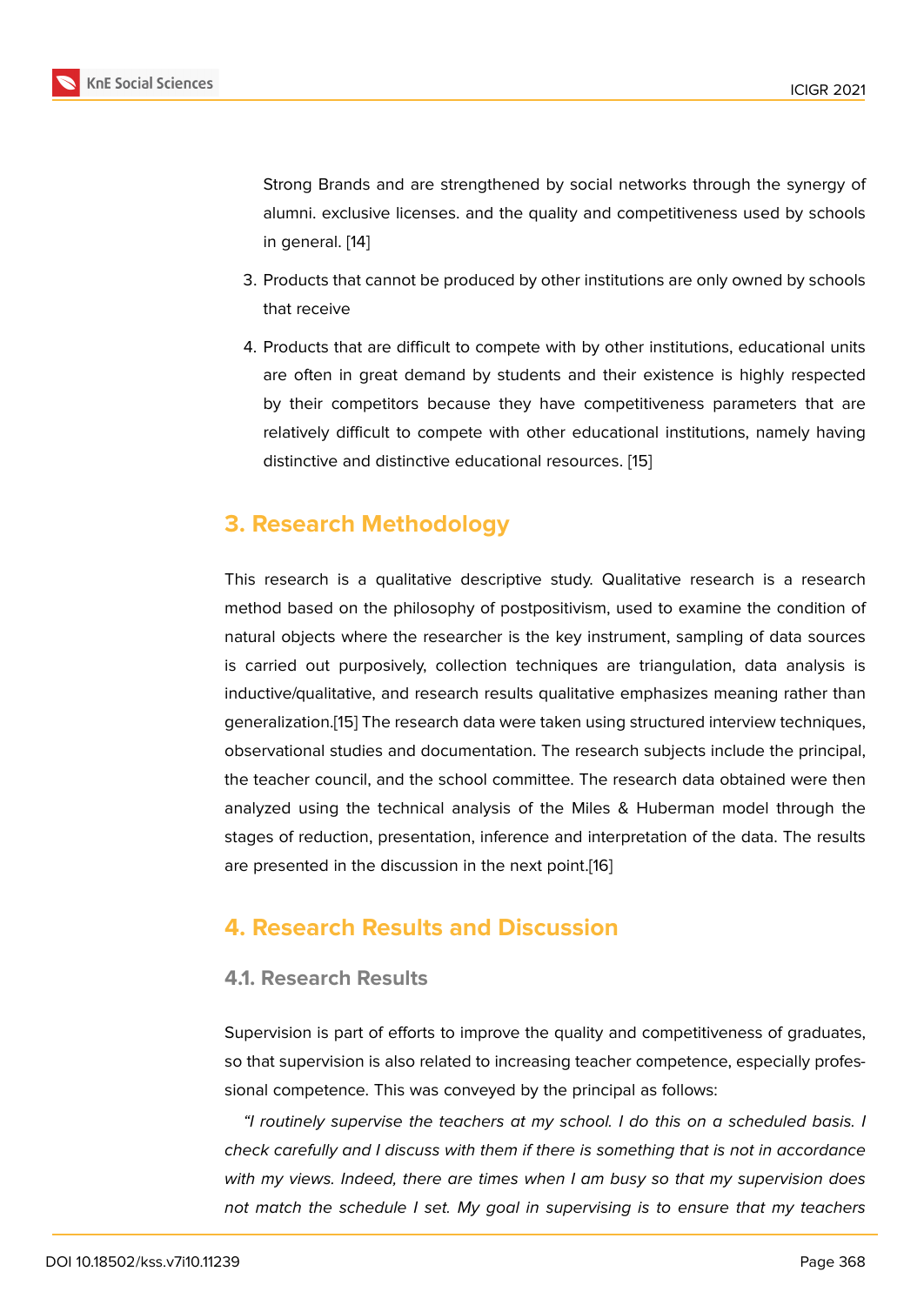Strong Brands and are strengthened by social networks through the synergy of alumni. exclusive licenses. and the quality and competitiveness used by schools in general. [14]

3. Products that cannot be produced by other institutions are only owned by schools that receive
4. Products that are difficult to compete with by other institutions, educational units are often in great demand by students and their existence is highly respected by their competitors because they have competitiveness parameters that are relatively difficult to compete with other educational institutions, namely having distinctive and distinctive educational resources. [15]

## 3. Research Methodology

This research is a qualitative descriptive study. Qualitative research is a research method based on the philosophy of postpositivism, used to examine the condition of natural objects where the researcher is the key instrument, sampling of data sources is carried out purposively, collection techniques are triangulation, data analysis is inductive/qualitative, and research results qualitative emphasizes meaning rather than generalization.[15] The research data were taken using structured interview techniques, observational studies and documentation. The research subjects include the principal, the teacher council, and the school committee. The research data obtained were then analyzed using the technical analysis of the Miles & Huberman model through the stages of reduction, presentation, inference and interpretation of the data. The results are presented in the discussion in the next point.[16]

## 4. Research Results and Discussion

### 4.1. Research Results

Supervision is part of efforts to improve the quality and competitiveness of graduates, so that supervision is also related to increasing teacher competence, especially professional competence. This was conveyed by the principal as follows:

*"I routinely supervise the teachers at my school. I do this on a scheduled basis. I check carefully and I discuss with them if there is something that is not in accordance with my views. Indeed, there are times when I am busy so that my supervision does not match the schedule I set. My goal in supervising is to ensure that my teachers*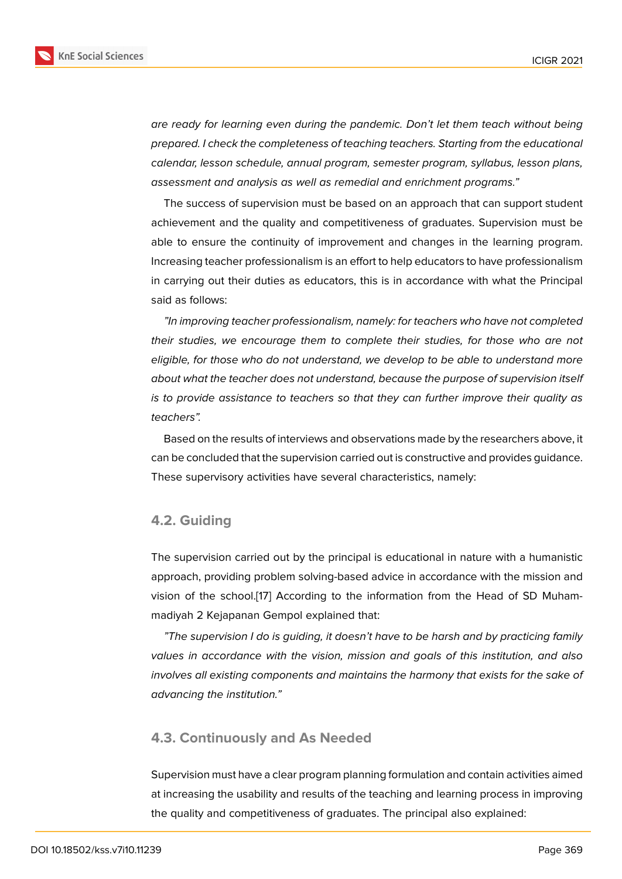*are ready for learning even during the pandemic. Don't let them teach without being prepared. I check the completeness of teaching teachers. Starting from the educational calendar, lesson schedule, annual program, semester program, syllabus, lesson plans, assessment and analysis as well as remedial and enrichment programs."*

The success of supervision must be based on an approach that can support student achievement and the quality and competitiveness of graduates. Supervision must be able to ensure the continuity of improvement and changes in the learning program. Increasing teacher professionalism is an effort to help educators to have professionalism in carrying out their duties as educators, this is in accordance with what the Principal said as follows:

*"In improving teacher professionalism, namely: for teachers who have not completed their studies, we encourage them to complete their studies, for those who are not eligible, for those who do not understand, we develop to be able to understand more about what the teacher does not understand, because the purpose of supervision itself is to provide assistance to teachers so that they can further improve their quality as teachers".*

Based on the results of interviews and observations made by the researchers above, it can be concluded that the supervision carried out is constructive and provides guidance. These supervisory activities have several characteristics, namely:

## 4.2. Guiding

The supervision carried out by the principal is educational in nature with a humanistic approach, providing problem solving-based advice in accordance with the mission and vision of the school.[17] According to the information from the Head of SD Muhammadiyah 2 Kejapanan Gempol explained that:

*"The supervision I do is guiding, it doesn't have to be harsh and by practicing family values in accordance with the vision, mission and goals of this institution, and also involves all existing components and maintains the harmony that exists for the sake of advancing the institution."*

## 4.3. Continuously and As Needed

Supervision must have a clear program planning formulation and contain activities aimed at increasing the usability and results of the teaching and learning process in improving the quality and competitiveness of graduates. The principal also explained: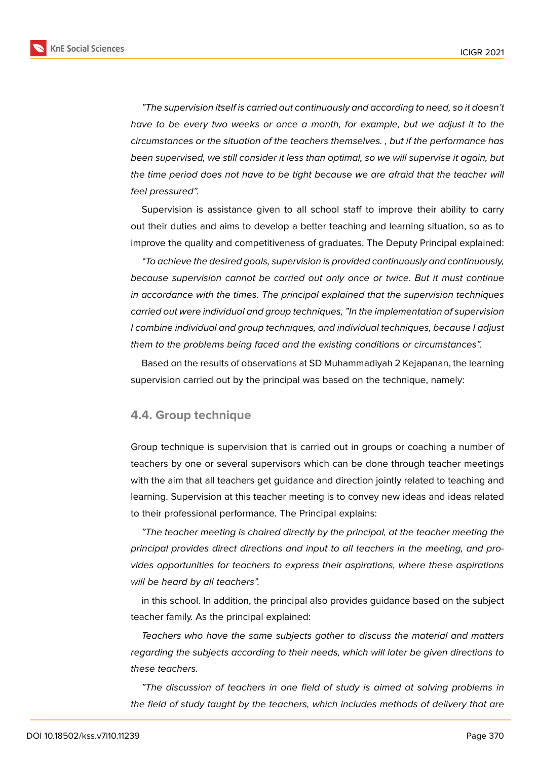*"The supervision itself is carried out continuously and according to need, so it doesn't have to be every two weeks or once a month, for example, but we adjust it to the circumstances or the situation of the teachers themselves. , but if the performance has been supervised, we still consider it less than optimal, so we will supervise it again, but the time period does not have to be tight because we are afraid that the teacher will feel pressured".*

Supervision is assistance given to all school staff to improve their ability to carry out their duties and aims to develop a better teaching and learning situation, so as to improve the quality and competitiveness of graduates. The Deputy Principal explained:

*"To achieve the desired goals, supervision is provided continuously and continuously, because supervision cannot be carried out only once or twice. But it must continue in accordance with the times. The principal explained that the supervision techniques carried out were individual and group techniques, "In the implementation of supervision I combine individual and group techniques, and individual techniques, because I adjust them to the problems being faced and the existing conditions or circumstances".*

Based on the results of observations at SD Muhammadiyah 2 Kejapanan, the learning supervision carried out by the principal was based on the technique, namely:

## 4.4. Group technique

Group technique is supervision that is carried out in groups or coaching a number of teachers by one or several supervisors which can be done through teacher meetings with the aim that all teachers get guidance and direction jointly related to teaching and learning. Supervision at this teacher meeting is to convey new ideas and ideas related to their professional performance. The Principal explains:

*"The teacher meeting is chaired directly by the principal, at the teacher meeting the principal provides direct directions and input to all teachers in the meeting, and provides opportunities for teachers to express their aspirations, where these aspirations will be heard by all teachers".*

in this school. In addition, the principal also provides guidance based on the subject teacher family. As the principal explained:

*Teachers who have the same subjects gather to discuss the material and matters regarding the subjects according to their needs, which will later be given directions to these teachers.*

*"The discussion of teachers in one field of study is aimed at solving problems in the field of study taught by the teachers, which includes methods of delivery that are*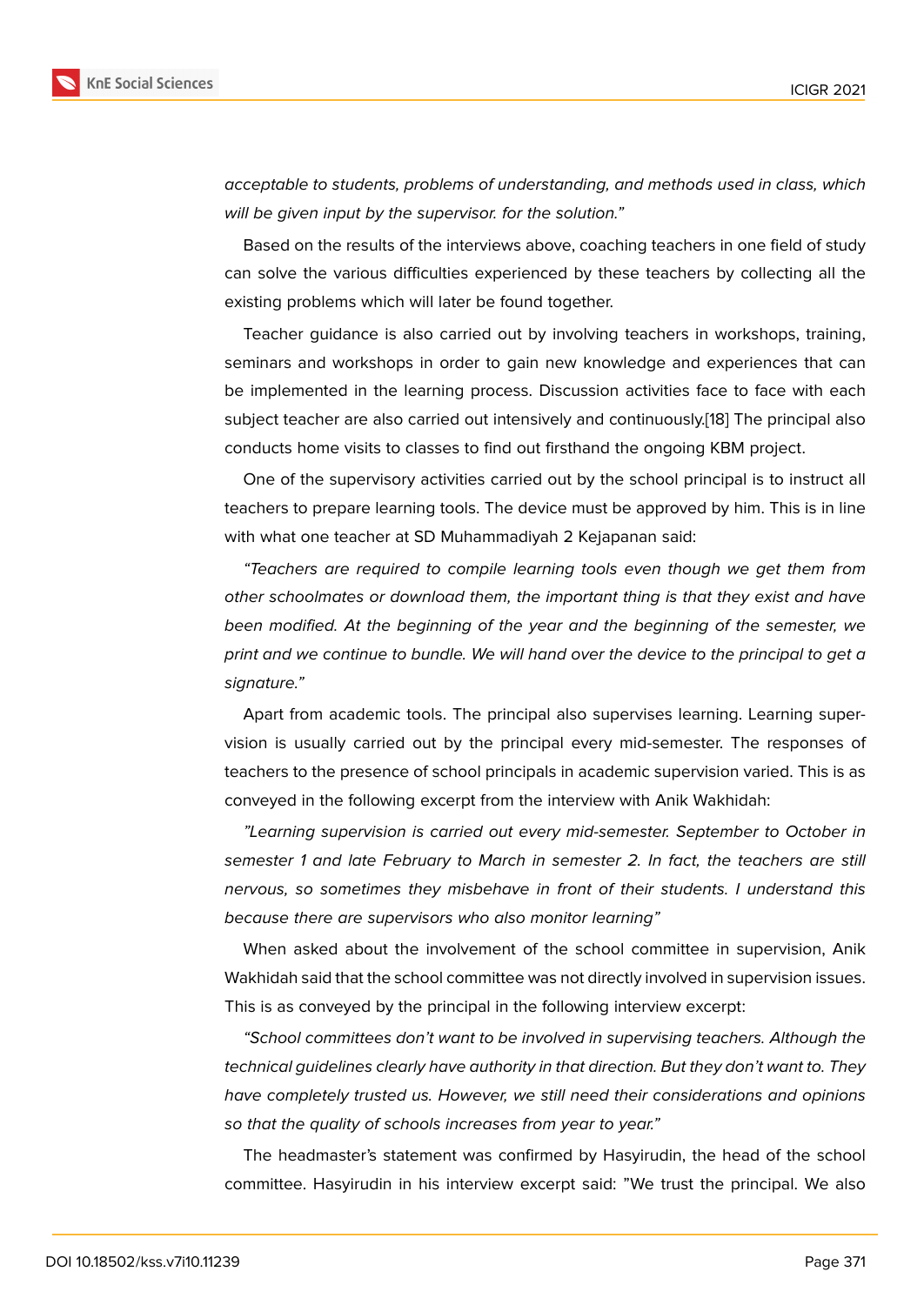*acceptable to students, problems of understanding, and methods used in class, which will be given input by the supervisor. for the solution."*

Based on the results of the interviews above, coaching teachers in one field of study can solve the various difficulties experienced by these teachers by collecting all the existing problems which will later be found together.

Teacher guidance is also carried out by involving teachers in workshops, training, seminars and workshops in order to gain new knowledge and experiences that can be implemented in the learning process. Discussion activities face to face with each subject teacher are also carried out intensively and continuously.[18] The principal also conducts home visits to classes to find out firsthand the ongoing KBM project.

One of the supervisory activities carried out by the school principal is to instruct all teachers to prepare learning tools. The device must be approved by him. This is in line with what one teacher at SD Muhammadiyah 2 Kejapanan said:

*"Teachers are required to compile learning tools even though we get them from other schoolmates or download them, the important thing is that they exist and have been modified. At the beginning of the year and the beginning of the semester, we print and we continue to bundle. We will hand over the device to the principal to get a signature."*

Apart from academic tools. The principal also supervises learning. Learning supervision is usually carried out by the principal every mid-semester. The responses of teachers to the presence of school principals in academic supervision varied. This is as conveyed in the following excerpt from the interview with Anik Wakhidah:

*"Learning supervision is carried out every mid-semester. September to October in semester 1 and late February to March in semester 2. In fact, the teachers are still nervous, so sometimes they misbehave in front of their students. I understand this because there are supervisors who also monitor learning"*

When asked about the involvement of the school committee in supervision, Anik Wakhidah said that the school committee was not directly involved in supervision issues. This is as conveyed by the principal in the following interview excerpt:

*"School committees don't want to be involved in supervising teachers. Although the technical guidelines clearly have authority in that direction. But they don't want to. They have completely trusted us. However, we still need their considerations and opinions so that the quality of schools increases from year to year."*

The headmaster's statement was confirmed by Hasyirudin, the head of the school committee. Hasyirudin in his interview excerpt said: "We trust the principal. We also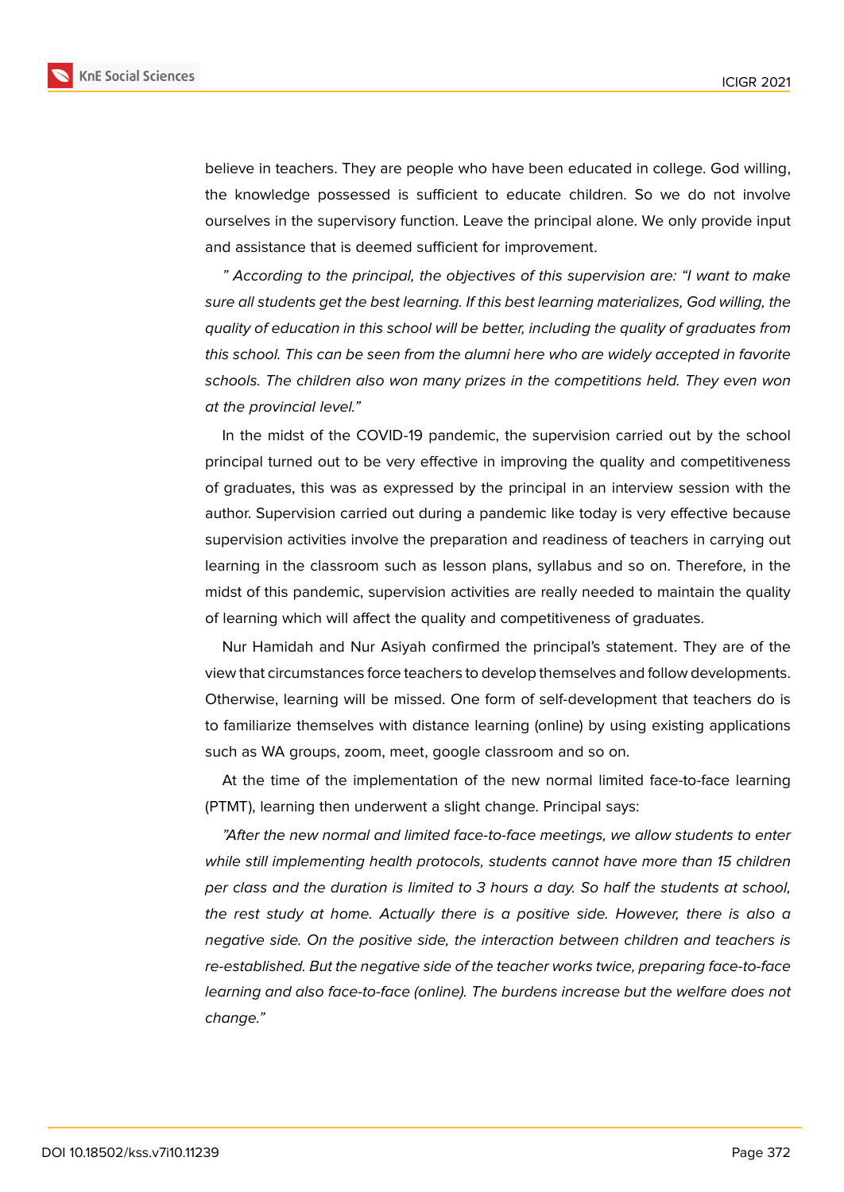believe in teachers. They are people who have been educated in college. God willing, the knowledge possessed is sufficient to educate children. So we do not involve ourselves in the supervisory function. Leave the principal alone. We only provide input and assistance that is deemed sufficient for improvement.

*" According to the principal, the objectives of this supervision are: "I want to make sure all students get the best learning. If this best learning materializes, God willing, the quality of education in this school will be better, including the quality of graduates from this school. This can be seen from the alumni here who are widely accepted in favorite schools. The children also won many prizes in the competitions held. They even won at the provincial level."*

In the midst of the COVID-19 pandemic, the supervision carried out by the school principal turned out to be very effective in improving the quality and competitiveness of graduates, this was as expressed by the principal in an interview session with the author. Supervision carried out during a pandemic like today is very effective because supervision activities involve the preparation and readiness of teachers in carrying out learning in the classroom such as lesson plans, syllabus and so on. Therefore, in the midst of this pandemic, supervision activities are really needed to maintain the quality of learning which will affect the quality and competitiveness of graduates.

Nur Hamidah and Nur Asiyah confirmed the principal's statement. They are of the view that circumstances force teachers to develop themselves and follow developments. Otherwise, learning will be missed. One form of self-development that teachers do is to familiarize themselves with distance learning (online) by using existing applications such as WA groups, zoom, meet, google classroom and so on.

At the time of the implementation of the new normal limited face-to-face learning (PTMT), learning then underwent a slight change. Principal says:

*"After the new normal and limited face-to-face meetings, we allow students to enter while still implementing health protocols, students cannot have more than 15 children per class and the duration is limited to 3 hours a day. So half the students at school, the rest study at home. Actually there is a positive side. However, there is also a negative side. On the positive side, the interaction between children and teachers is re-established. But the negative side of the teacher works twice, preparing face-to-face learning and also face-to-face (online). The burdens increase but the welfare does not change."*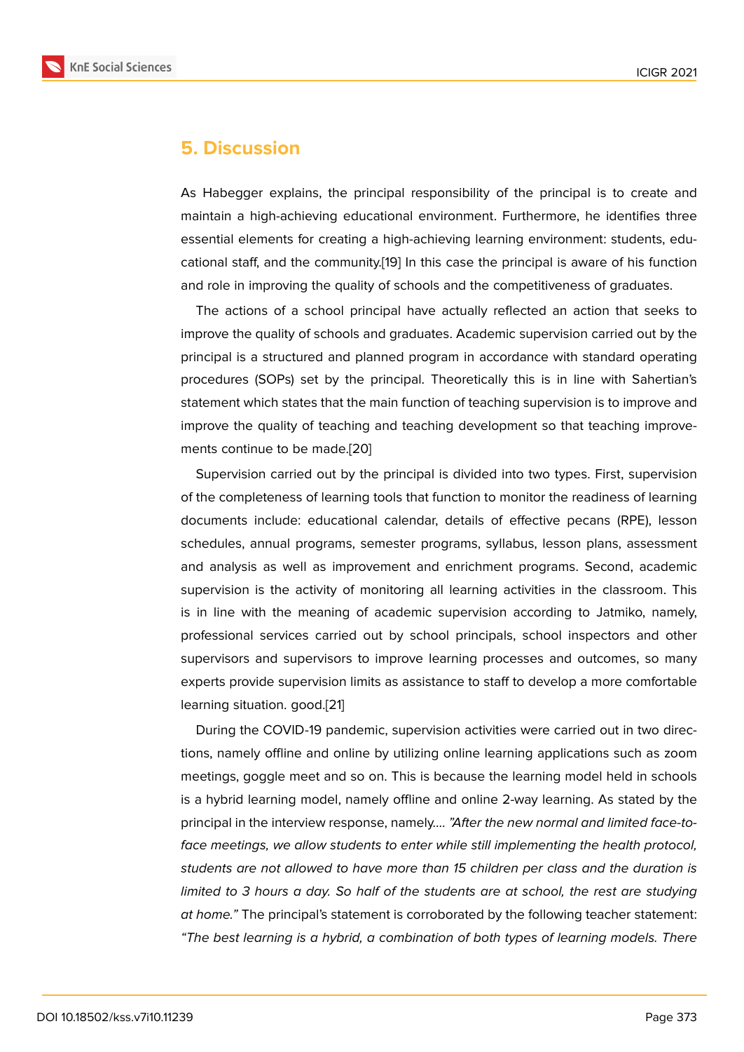## 5. Discussion

As Habegger explains, the principal responsibility of the principal is to create and maintain a high-achieving educational environment. Furthermore, he identifies three essential elements for creating a high-achieving learning environment: students, educational staff, and the community.[19] In this case the principal is aware of his function and role in improving the quality of schools and the competitiveness of graduates.

The actions of a school principal have actually reflected an action that seeks to improve the quality of schools and graduates. Academic supervision carried out by the principal is a structured and planned program in accordance with standard operating procedures (SOPs) set by the principal. Theoretically this is in line with Sahertian's statement which states that the main function of teaching supervision is to improve and improve the quality of teaching and teaching development so that teaching improvements continue to be made.[20]

Supervision carried out by the principal is divided into two types. First, supervision of the completeness of learning tools that function to monitor the readiness of learning documents include: educational calendar, details of effective pecans (RPE), lesson schedules, annual programs, semester programs, syllabus, lesson plans, assessment and analysis as well as improvement and enrichment programs. Second, academic supervision is the activity of monitoring all learning activities in the classroom. This is in line with the meaning of academic supervision according to Jatmiko, namely, professional services carried out by school principals, school inspectors and other supervisors and supervisors to improve learning processes and outcomes, so many experts provide supervision limits as assistance to staff to develop a more comfortable learning situation. good.[21]

During the COVID-19 pandemic, supervision activities were carried out in two directions, namely offline and online by utilizing online learning applications such as zoom meetings, goggle meet and so on. This is because the learning model held in schools is a hybrid learning model, namely offline and online 2-way learning. As stated by the principal in the interview response, namely.... *"After the new normal and limited face-to-face meetings, we allow students to enter while still implementing the health protocol, students are not allowed to have more than 15 children per class and the duration is limited to 3 hours a day. So half of the students are at school, the rest are studying at home."* The principal's statement is corroborated by the following teacher statement: *"The best learning is a hybrid, a combination of both types of learning models. There*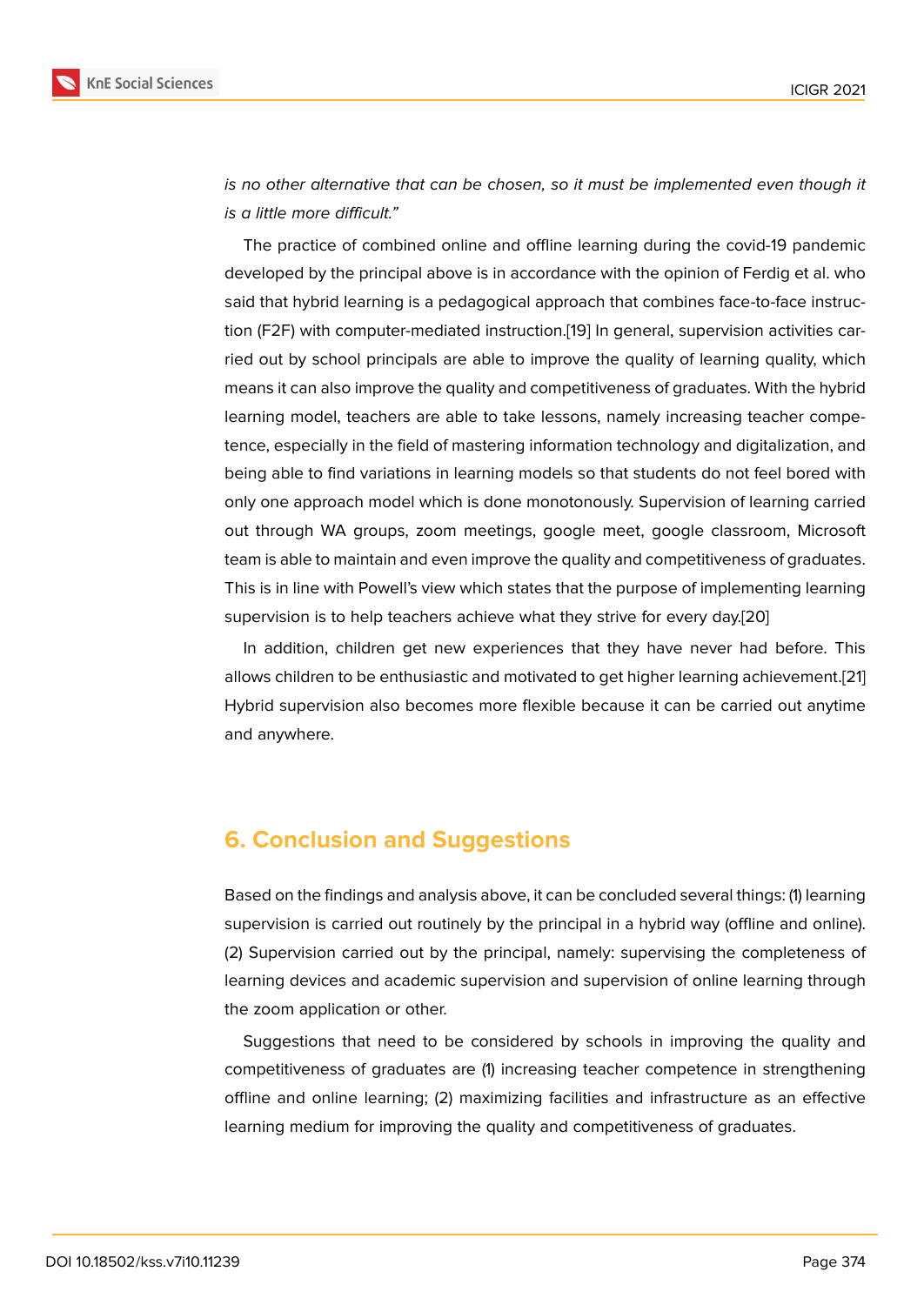*is no other alternative that can be chosen, so it must be implemented even though it is a little more difficult."*

The practice of combined online and offline learning during the covid-19 pandemic developed by the principal above is in accordance with the opinion of Ferdig et al. who said that hybrid learning is a pedagogical approach that combines face-to-face instruction (F2F) with computer-mediated instruction.[19] In general, supervision activities carried out by school principals are able to improve the quality of learning quality, which means it can also improve the quality and competitiveness of graduates. With the hybrid learning model, teachers are able to take lessons, namely increasing teacher competence, especially in the field of mastering information technology and digitalization, and being able to find variations in learning models so that students do not feel bored with only one approach model which is done monotonously. Supervision of learning carried out through WA groups, zoom meetings, google meet, google classroom, Microsoft team is able to maintain and even improve the quality and competitiveness of graduates. This is in line with Powell's view which states that the purpose of implementing learning supervision is to help teachers achieve what they strive for every day.[20]

In addition, children get new experiences that they have never had before. This allows children to be enthusiastic and motivated to get higher learning achievement.[21] Hybrid supervision also becomes more flexible because it can be carried out anytime and anywhere.

## 6. Conclusion and Suggestions

Based on the findings and analysis above, it can be concluded several things: (1) learning supervision is carried out routinely by the principal in a hybrid way (offline and online). (2) Supervision carried out by the principal, namely: supervising the completeness of learning devices and academic supervision and supervision of online learning through the zoom application or other.

Suggestions that need to be considered by schools in improving the quality and competitiveness of graduates are (1) increasing teacher competence in strengthening offline and online learning; (2) maximizing facilities and infrastructure as an effective learning medium for improving the quality and competitiveness of graduates.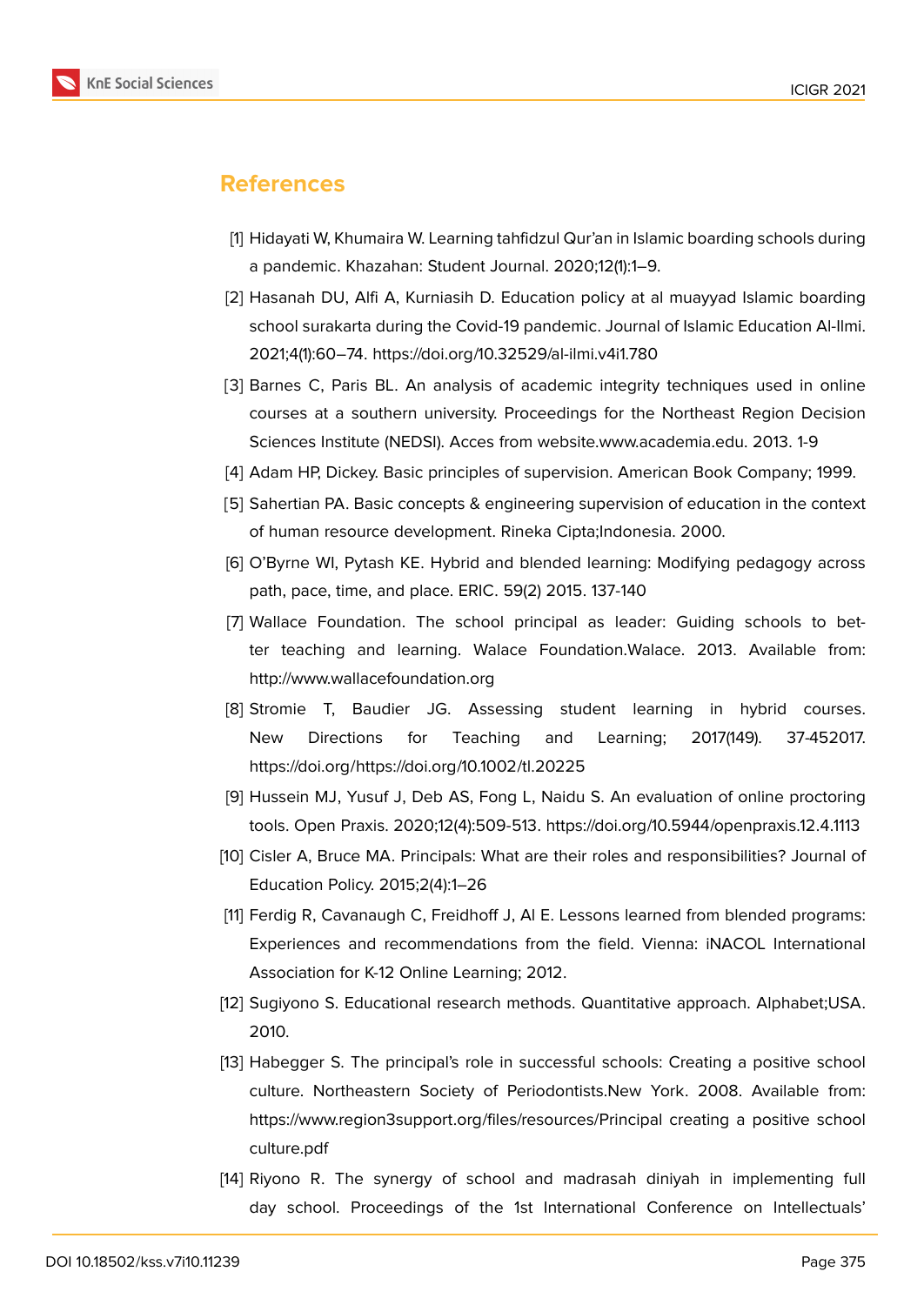## References

[1] Hidayati W, Khumaira W. Learning tahfidzul Qur'an in Islamic boarding schools during a pandemic. Khazahan: Student Journal. 2020;12(1):1–9.

[2] Hasanah DU, Alfi A, Kurniasih D. Education policy at al muayyad Islamic boarding school surakarta during the Covid-19 pandemic. Journal of Islamic Education Al-Ilmi. 2021;4(1):60–74. https://doi.org/10.32529/al-ilmi.v4i1.780

[3] Barnes C, Paris BL. An analysis of academic integrity techniques used in online courses at a southern university. Proceedings for the Northeast Region Decision Sciences Institute (NEDSI). Acces from website.www.academia.edu. 2013. 1-9

[4] Adam HP, Dickey. Basic principles of supervision. American Book Company; 1999.

[5] Sahertian PA. Basic concepts & engineering supervision of education in the context of human resource development. Rineka Cipta;Indonesia. 2000.

[6] O'Byrne WI, Pytash KE. Hybrid and blended learning: Modifying pedagogy across path, pace, time, and place. ERIC. 59(2) 2015. 137-140

[7] Wallace Foundation. The school principal as leader: Guiding schools to better teaching and learning. Walace Foundation.Walace. 2013. Available from: http://www.wallacefoundation.org

[8] Stromie T, Baudier JG. Assessing student learning in hybrid courses. New Directions for Teaching and Learning; 2017(149). 37-452017. https://doi.org/https://doi.org/10.1002/tl.20225

[9] Hussein MJ, Yusuf J, Deb AS, Fong L, Naidu S. An evaluation of online proctoring tools. Open Praxis. 2020;12(4):509-513. https://doi.org/10.5944/openpraxis.12.4.1113

[10] Cisler A, Bruce MA. Principals: What are their roles and responsibilities? Journal of Education Policy. 2015;2(4):1–26

[11] Ferdig R, Cavanaugh C, Freidhoff J, Al E. Lessons learned from blended programs: Experiences and recommendations from the field. Vienna: iNACOL International Association for K-12 Online Learning; 2012.

[12] Sugiyono S. Educational research methods. Quantitative approach. Alphabet;USA. 2010.

[13] Habegger S. The principal's role in successful schools: Creating a positive school culture. Northeastern Society of Periodontists.New York. 2008. Available from: https://www.region3support.org/files/resources/Principal creating a positive school culture.pdf

[14] Riyono R. The synergy of school and madrasah diniyah in implementing full day school. Proceedings of the 1st International Conference on Intellectuals'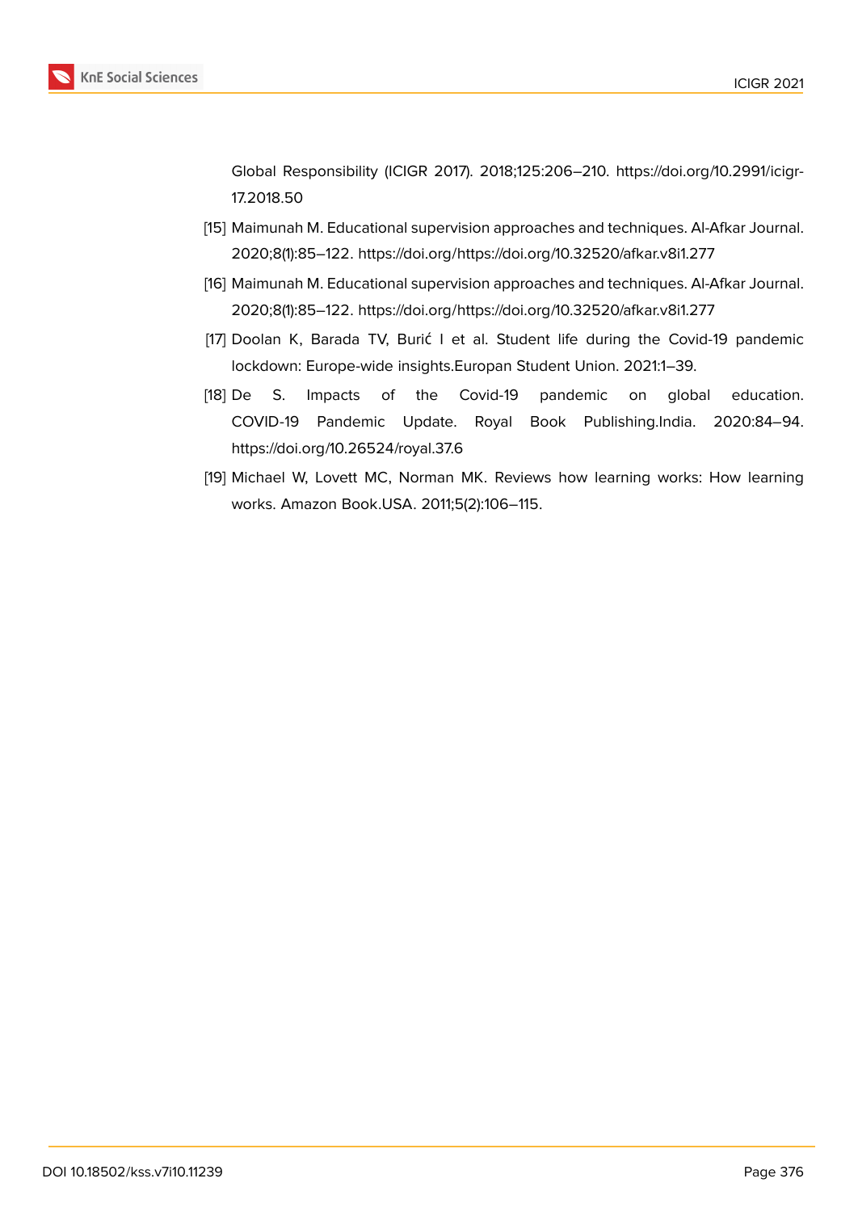Global Responsibility (ICIGR 2017). 2018;125:206–210. https://doi.org/10.2991/icigr-17.2018.50

[15] Maimunah M. Educational supervision approaches and techniques. Al-Afkar Journal. 2020;8(1):85–122. https://doi.org/https://doi.org/10.32520/afkar.v8i1.277

[16] Maimunah M. Educational supervision approaches and techniques. Al-Afkar Journal. 2020;8(1):85–122. https://doi.org/https://doi.org/10.32520/afkar.v8i1.277

[17] Doolan K, Barada TV, Burić I et al. Student life during the Covid-19 pandemic lockdown: Europe-wide insights.Europan Student Union. 2021:1–39.

[18] De S. Impacts of the Covid-19 pandemic on global education. COVID-19 Pandemic Update. Royal Book Publishing.India. 2020:84–94. https://doi.org/10.26524/royal.37.6

[19] Michael W, Lovett MC, Norman MK. Reviews how learning works: How learning works. Amazon Book.USA. 2011;5(2):106–115.